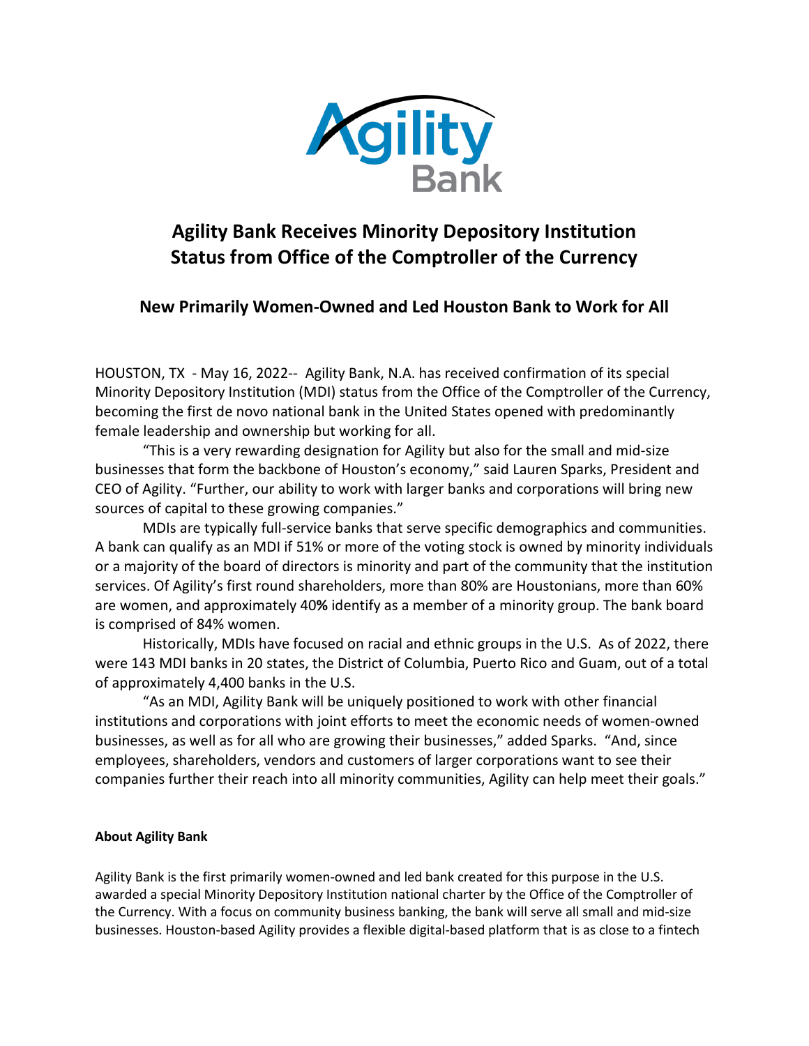# Agility Bank Receives Minority Depository Institution Status from Office of the Comptroller of the Currency

## New Primarily Women-Owned and Led Houston Bank to Work for All

HOUSTON, TX - May 16, 2022-- Agility Bank, N.A. has received confirmation of its special Minority Depository Institution (MDI) status from the Office of the Comptroller of the Currency, becoming the first de novo national bank in the United States opened with predominantly female leadership and ownership but working for all.

"This is a very rewarding designation for Agility but also for the small and mid-size businesses that form the backbone of Houston's economy," said Lauren Sparks, President and CEO of Agility. "Further, our ability to work with larger banks and corporations will bring new sources of capital to these growing companies."

MDIs are typically full-service banks that serve specific demographics and communities. A bank can qualify as an MDI if 51% or more of the voting stock is owned by minority individuals or a majority of the board of directors is minority and part of the community that the institution services. Of Agility's first round shareholders, more than 80% are Houstonians, more than 60% are women, and approximately 40**%** identify as a member of a minority group. The bank board is comprised of 84% women.

Historically, MDIs have focused on racial and ethnic groups in the U.S. As of 2022, there were 143 MDI banks in 20 states, the District of Columbia, Puerto Rico and Guam, out of a total of approximately 4,400 banks in the U.S.

"As an MDI, Agility Bank will be uniquely positioned to work with other financial institutions and corporations with joint efforts to meet the economic needs of women-owned businesses, as well as for all who are growing their businesses," added Sparks. "And, since employees, shareholders, vendors and customers of larger corporations want to see their companies further their reach into all minority communities, Agility can help meet their goals."

**About Agility Bank**

Agility Bank is the first primarily women-owned and led bank created for this purpose in the U.S. awarded a special Minority Depository Institution national charter by the Office of the Comptroller of the Currency. With a focus on community business banking, the bank will serve all small and mid-size businesses. Houston-based Agility provides a flexible digital-based platform that is as close to a fintech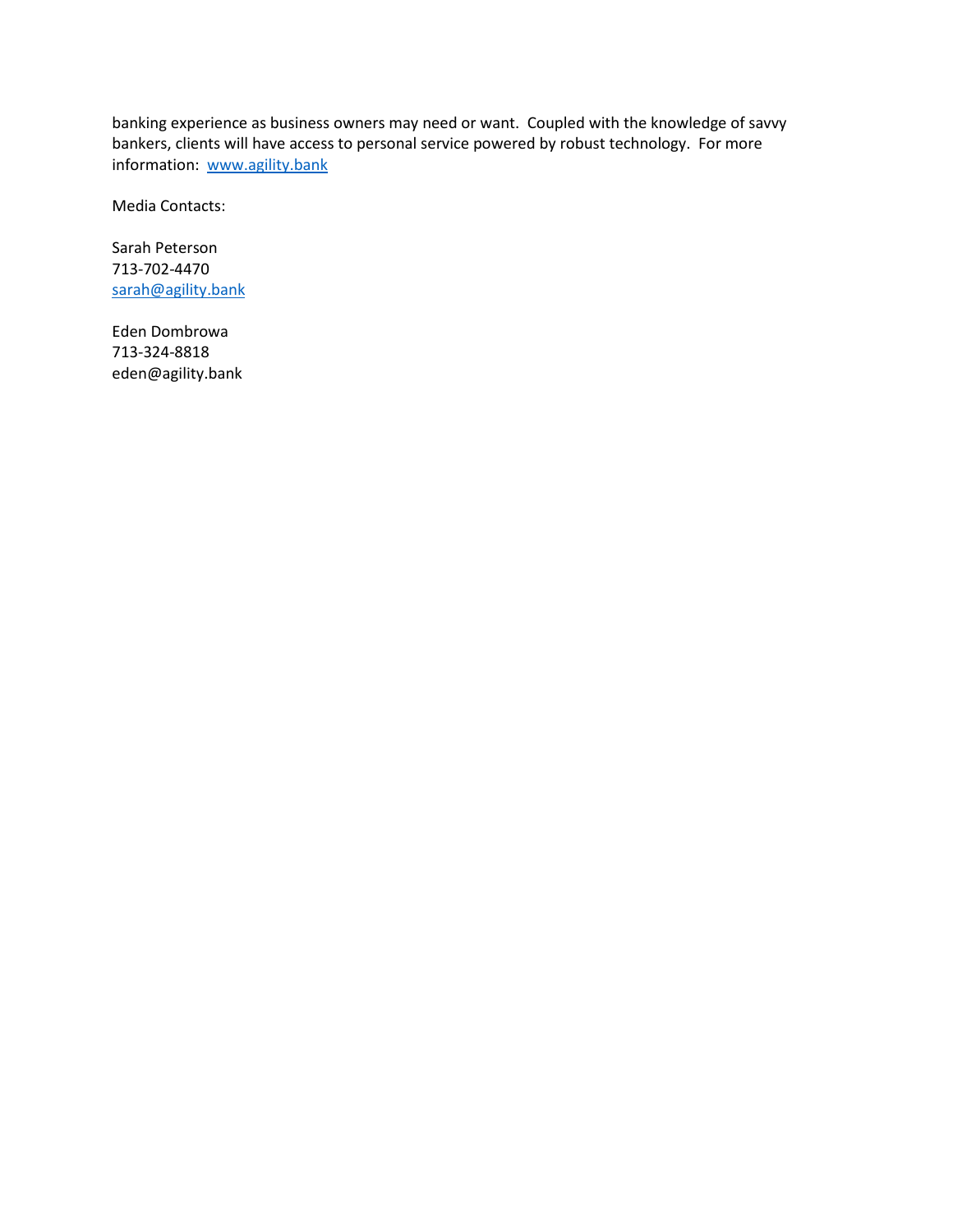banking experience as business owners may need or want. Coupled with the knowledge of savvy bankers, clients will have access to personal service powered by robust technology. For more information: [www.agility.bank](http://www.agility.bank)

Media Contacts:

Sarah Peterson
713-702-4470
[sarah@agility.bank](mailto:sarah@agility.bank)

Eden Dombrowa
713-324-8818
eden@agility.bank